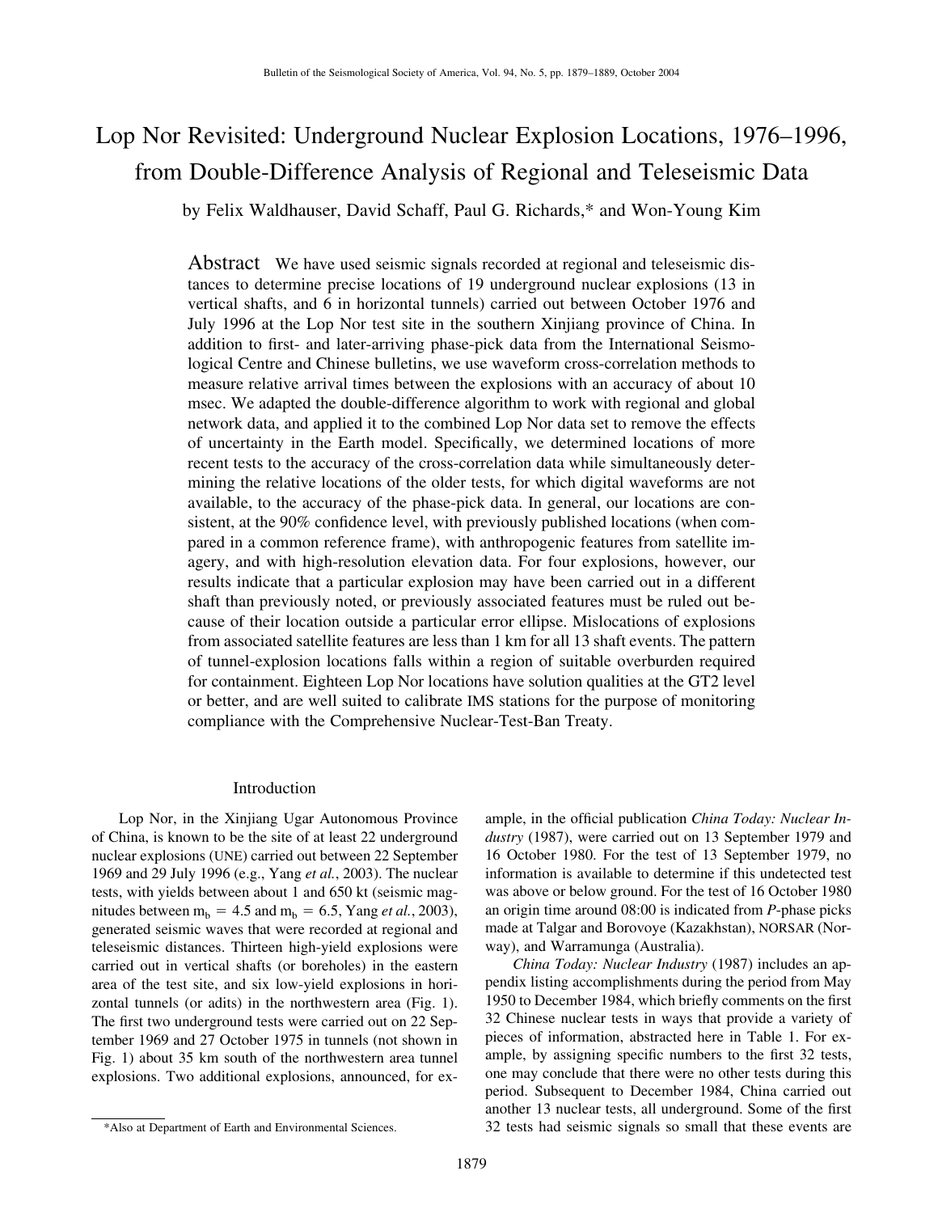# Lop Nor Revisited: Underground Nuclear Explosion Locations, 1976–1996, from Double-Difference Analysis of Regional and Teleseismic Data

by Felix Waldhauser, David Schaff, Paul G. Richards,* and Won-Young Kim

**Abstract** We have used seismic signals recorded at regional and teleseismic distances to determine precise locations of 19 underground nuclear explosions (13 in vertical shafts, and 6 in horizontal tunnels) carried out between October 1976 and July 1996 at the Lop Nor test site in the southern Xinjiang province of China. In addition to first- and later-arriving phase-pick data from the International Seismological Centre and Chinese bulletins, we use waveform cross-correlation methods to measure relative arrival times between the explosions with an accuracy of about 10 msec. We adapted the double-difference algorithm to work with regional and global network data, and applied it to the combined Lop Nor data set to remove the effects of uncertainty in the Earth model. Specifically, we determined locations of more recent tests to the accuracy of the cross-correlation data while simultaneously determining the relative locations of the older tests, for which digital waveforms are not available, to the accuracy of the phase-pick data. In general, our locations are consistent, at the 90% confidence level, with previously published locations (when compared in a common reference frame), with anthropogenic features from satellite imagery, and with high-resolution elevation data. For four explosions, however, our results indicate that a particular explosion may have been carried out in a different shaft than previously noted, or previously associated features must be ruled out because of their location outside a particular error ellipse. Mislocations of explosions from associated satellite features are less than 1 km for all 13 shaft events. The pattern of tunnel-explosion locations falls within a region of suitable overburden required for containment. Eighteen Lop Nor locations have solution qualities at the GT2 level or better, and are well suited to calibrate IMS stations for the purpose of monitoring compliance with the Comprehensive Nuclear-Test-Ban Treaty.

## Introduction

Lop Nor, in the Xinjiang Ugar Autonomous Province of China, is known to be the site of at least 22 underground nuclear explosions (UNE) carried out between 22 September 1969 and 29 July 1996 (e.g., Yang *et al.*, 2003). The nuclear tests, with yields between about 1 and 650 kt (seismic magnitudes between $m_b = 4.5$ and $m_b = 6.5$, Yang *et al.*, 2003), generated seismic waves that were recorded at regional and teleseismic distances. Thirteen high-yield explosions were carried out in vertical shafts (or boreholes) in the eastern area of the test site, and six low-yield explosions in horizontal tunnels (or adits) in the northwestern area (Fig. 1). The first two underground tests were carried out on 22 September 1969 and 27 October 1975 in tunnels (not shown in Fig. 1) about 35 km south of the northwestern area tunnel explosions. Two additional explosions, announced, for example, in the official publication *China Today: Nuclear Industry* (1987), were carried out on 13 September 1979 and 16 October 1980. For the test of 13 September 1979, no information is available to determine if this undetected test was above or below ground. For the test of 16 October 1980 an origin time around 08:00 is indicated from *P*-phase picks made at Talgar and Borovoye (Kazakhstan), NORSAR (Norway), and Warramunga (Australia).

*China Today: Nuclear Industry* (1987) includes an appendix listing accomplishments during the period from May 1950 to December 1984, which briefly comments on the first 32 Chinese nuclear tests in ways that provide a variety of pieces of information, abstracted here in Table 1. For example, by assigning specific numbers to the first 32 tests, one may conclude that there were no other tests during this period. Subsequent to December 1984, China carried out another 13 nuclear tests, all underground. Some of the first 32 tests had seismic signals so small that these events are

*Also at Department of Earth and Environmental Sciences.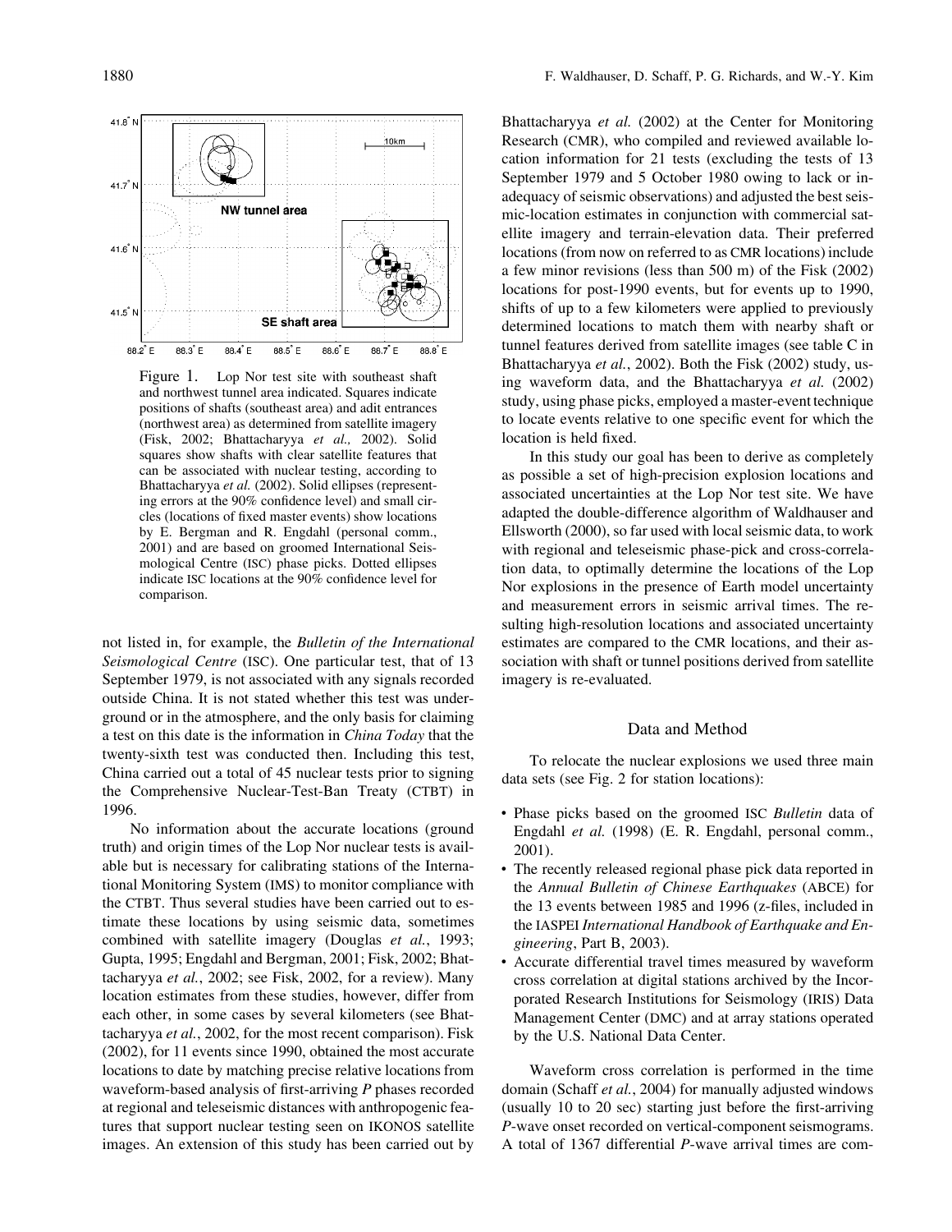Figure 1. Lop Nor test site with southeast shaft and northwest tunnel area indicated. Squares indicate positions of shafts (southeast area) and adit entrances (northwest area) as determined from satellite imagery (Fisk, 2002; Bhattacharyya *et al.,* 2002). Solid squares show shafts with clear satellite features that can be associated with nuclear testing, according to Bhattacharyya *et al.* (2002). Solid ellipses (representing errors at the 90% confidence level) and small circles (locations of fixed master events) show locations by E. Bergman and R. Engdahl (personal comm., 2001) and are based on groomed International Seismological Centre (ISC) phase picks. Dotted ellipses indicate ISC locations at the 90% confidence level for comparison.

not listed in, for example, the *Bulletin of the International Seismological Centre* (ISC). One particular test, that of 13 September 1979, is not associated with any signals recorded outside China. It is not stated whether this test was underground or in the atmosphere, and the only basis for claiming a test on this date is the information in *China Today* that the twenty-sixth test was conducted then. Including this test, China carried out a total of 45 nuclear tests prior to signing the Comprehensive Nuclear-Test-Ban Treaty (CTBT) in 1996.

No information about the accurate locations (ground truth) and origin times of the Lop Nor nuclear tests is available but is necessary for calibrating stations of the International Monitoring System (IMS) to monitor compliance with the CTBT. Thus several studies have been carried out to estimate these locations by using seismic data, sometimes combined with satellite imagery (Douglas *et al.*, 1993; Gupta, 1995; Engdahl and Bergman, 2001; Fisk, 2002; Bhattacharyya *et al.*, 2002; see Fisk, 2002, for a review). Many location estimates from these studies, however, differ from each other, in some cases by several kilometers (see Bhattacharyya *et al.*, 2002, for the most recent comparison). Fisk (2002), for 11 events since 1990, obtained the most accurate locations to date by matching precise relative locations from waveform-based analysis of first-arriving *P* phases recorded at regional and teleseismic distances with nearby surface features that support nuclear testing seen on IKONOS satellite images. An extension of this study has been carried out by Bhattacharyya *et al.* (2002) at the Center for Monitoring Research (CMR), who compiled and reviewed available location information for 21 tests (excluding the tests of 13 September 1979 and 5 October 1980 owing to lack or inadequacy of seismic observations) and adjusted the best seismic-location estimates in conjunction with commercial satellite imagery and terrain-elevation data. Their preferred locations (from now on referred to as CMR locations) include a few minor revisions (less than 500 m) of the Fisk (2002) locations for post-1990 events, but for events up to 1990, shifts of up to a few kilometers were applied to previously determined locations to match them with nearby shaft or tunnel features derived from satellite images (see table C in Bhattacharyya *et al.*, 2002). Both the Fisk (2002) study, using waveform data, and the Bhattacharyya *et al.* (2002) study, using phase picks, employed a master-event technique to locate events relative to one specific event for which the location is held fixed.

In this study our goal has been to derive as completely as possible a set of high-precision explosion locations and associated uncertainties at the Lop Nor test site. We have adapted the double-difference algorithm of Waldhauser and Ellsworth (2000), so far used with local seismic data, to work with regional and teleseismic phase-pick and cross-correlation data, to optimally determine the locations of the Lop Nor explosions in the presence of Earth model uncertainty and measurement errors in seismic arrival times. The resulting high-resolution locations and associated uncertainty estimates are compared to the CMR locations, and their association with shaft or tunnel positions derived from satellite imagery is re-evaluated.

## Data and Method

To relocate the nuclear explosions we used three main data sets (see Fig. 2 for station locations):

- Phase picks based on the groomed ISC *Bulletin* data of Engdahl *et al.* (1998) (E. R. Engdahl, personal comm., 2001).
- The recently released regional phase pick data reported in the *Annual Bulletin of Chinese Earthquakes* (ABCE) for the 13 events between 1985 and 1996 (z-files, included in the IASPEI *International Handbook of Earthquake and Engineering*, Part B, 2003).
- Accurate differential travel times measured by waveform cross correlation at digital stations archived by the Incorporated Research Institutions for Seismology (IRIS) Data Management Center (DMC) and at array stations operated by the U.S. National Data Center.

Waveform cross correlation is performed in the time domain (Schaff *et al.*, 2004) for manually adjusted windows (usually 10 to 20 sec) starting just before the first-arriving *P*-wave onset recorded on vertical-component seismograms. A total of 1367 differential *P*-wave arrival times are com-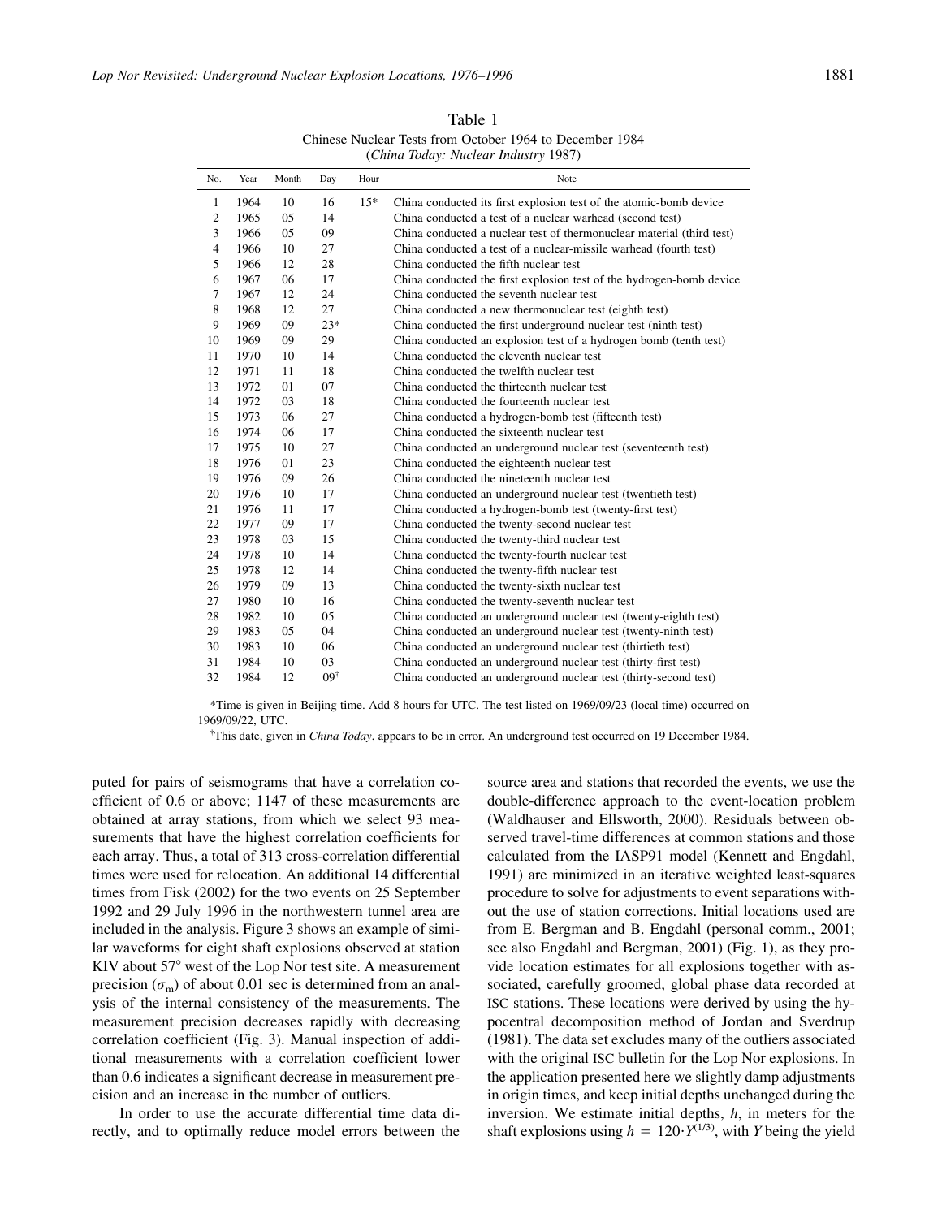Table 1
Chinese Nuclear Tests from October 1964 to December 1984
(*China Today: Nuclear Industry* 1987)

| No. | Year | Month | Day | Hour | Note |
|---|---|---|---|---|---|
| 1 | 1964 | 10 | 16 | 15* | China conducted its first explosion test of the atomic-bomb device |
| 2 | 1965 | 05 | 14 | | China conducted a test of a nuclear warhead (second test) |
| 3 | 1966 | 05 | 09 | | China conducted a nuclear test of thermonuclear material (third test) |
| 4 | 1966 | 10 | 27 | | China conducted a test of a nuclear-missile warhead (fourth test) |
| 5 | 1966 | 12 | 28 | | China conducted the fifth nuclear test |
| 6 | 1967 | 06 | 17 | | China conducted the first explosion test of the hydrogen-bomb device |
| 7 | 1967 | 12 | 24 | | China conducted the seventh nuclear test |
| 8 | 1968 | 12 | 27 | | China conducted a new thermonuclear test (eighth test) |
| 9 | 1969 | 09 | 23* | | China conducted the first underground nuclear test (ninth test) |
| 10 | 1969 | 09 | 29 | | China conducted an explosion test of a hydrogen bomb (tenth test) |
| 11 | 1970 | 10 | 14 | | China conducted the eleventh nuclear test |
| 12 | 1971 | 11 | 18 | | China conducted the twelfth nuclear test |
| 13 | 1972 | 01 | 07 | | China conducted the thirteenth nuclear test |
| 14 | 1972 | 03 | 18 | | China conducted the fourteenth nuclear test |
| 15 | 1973 | 06 | 27 | | China conducted a hydrogen-bomb test (fifteenth test) |
| 16 | 1974 | 06 | 17 | | China conducted the sixteenth nuclear test |
| 17 | 1975 | 10 | 27 | | China conducted an underground nuclear test (seventeenth test) |
| 18 | 1976 | 01 | 23 | | China conducted the eighteenth nuclear test |
| 19 | 1976 | 09 | 26 | | China conducted the nineteenth nuclear test |
| 20 | 1976 | 10 | 17 | | China conducted an underground nuclear test (twentieth test) |
| 21 | 1976 | 11 | 17 | | China conducted a hydrogen-bomb test (twenty-first test) |
| 22 | 1977 | 09 | 17 | | China conducted the twenty-second nuclear test |
| 23 | 1978 | 03 | 15 | | China conducted the twenty-third nuclear test |
| 24 | 1978 | 10 | 14 | | China conducted the twenty-fourth nuclear test |
| 25 | 1978 | 12 | 14 | | China conducted the twenty-fifth nuclear test |
| 26 | 1979 | 09 | 13 | | China conducted the twenty-sixth nuclear test |
| 27 | 1980 | 10 | 16 | | China conducted the twenty-seventh nuclear test |
| 28 | 1982 | 10 | 05 | | China conducted an underground nuclear test (twenty-eighth test) |
| 29 | 1983 | 05 | 04 | | China conducted an underground nuclear test (twenty-ninth test) |
| 30 | 1983 | 10 | 06 | | China conducted an underground nuclear test (thirtieth test) |
| 31 | 1984 | 10 | 03 | | China conducted an underground nuclear test (thirty-first test) |
| 32 | 1984 | 12 | 09† | | China conducted an underground nuclear test (thirty-second test) |

*Time is given in Beijing time. Add 8 hours for UTC. The test listed on 1969/09/23 (local time) occurred on 1969/09/22, UTC.

†This date, given in *China Today*, appears to be in error. An underground test occurred on 19 December 1984.

puted for pairs of seismograms that have a correlation coefficient of 0.6 or above; 1147 of these measurements are obtained at array stations, from which we select 93 measurements that have the highest correlation coefficients for each array. Thus, a total of 313 cross-correlation differential times were used for relocation. An additional 14 differential times from Fisk (2002) for the two events on 25 September 1992 and 29 July 1996 in the northwestern tunnel area are included in the analysis. Figure 3 shows an example of similar waveforms for eight shaft explosions observed at station KIV about 57° west of the Lop Nor test site. A measurement precision ($\sigma_m$) of about 0.01 sec is determined from an analysis of the internal consistency of the measurements. The measurement precision decreases rapidly with decreasing correlation coefficient (Fig. 3). Manual inspection of additional measurements with a correlation coefficient lower than 0.6 indicates a significant decrease in measurement precision and an increase in the number of outliers.

In order to use the accurate differential time data directly, and to optimally reduce model errors between the source area and stations that recorded the events, we use the double-difference approach to the event-location problem (Waldhauser and Ellsworth, 2000). Residuals between observed travel-time differences at common stations and those calculated from the IASP91 model (Kennett and Engdahl, 1991) are minimized in an iterative weighted least-squares procedure to solve for adjustments to event separations without the use of station corrections. Initial locations used are from E. Bergman and B. Engdahl (personal comm., 2001; see also Engdahl and Bergman, 2001) (Fig. 1), as they provide location estimates for all explosions together with associated, carefully groomed, global phase data recorded at ISC stations. These locations were derived by using the hypocentral decomposition method of Jordan and Sverdrup (1981). The data set excludes many of the outliers associated with the original ISC bulletin for the Lop Nor explosions. In the application presented here we slightly damp adjustments in origin times, and keep initial depths unchanged during the inversion. We estimate initial depths, $h$, in meters for the shaft explosions using $h = 120 \cdot Y^{(1/3)}$, with $Y$ being the yield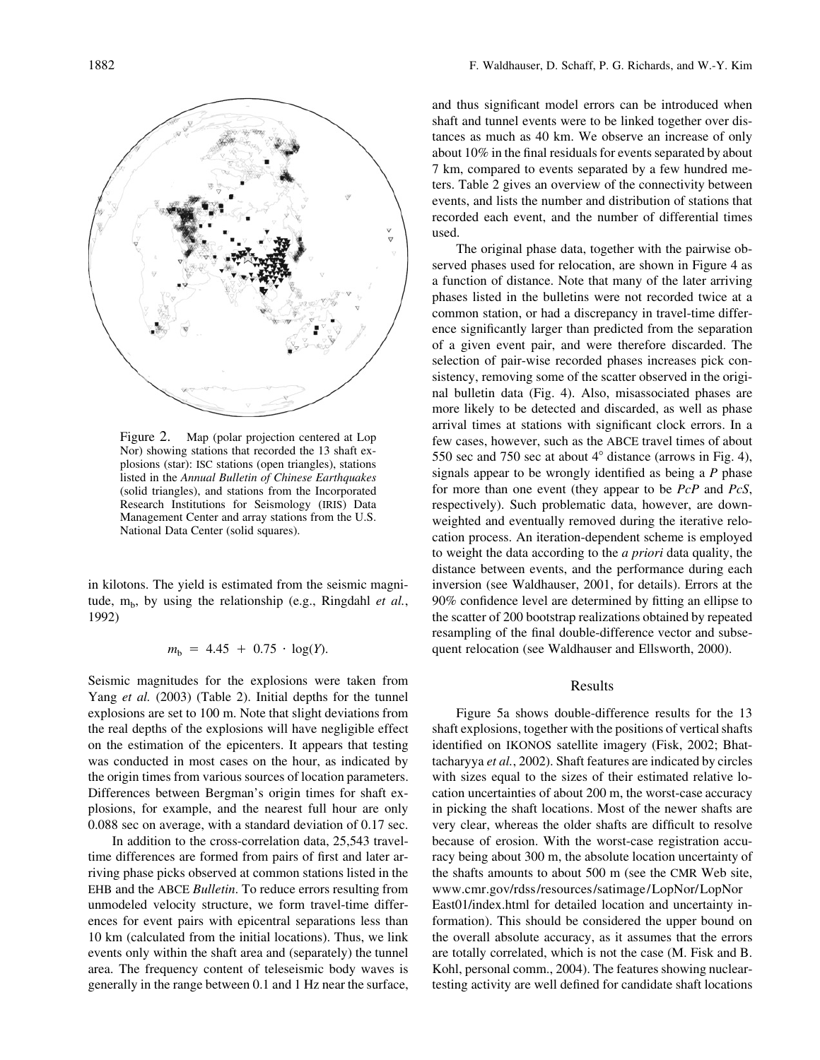Figure 2. Map (polar projection centered at Lop Nor) showing stations that recorded the 13 shaft explosions (star): ISC stations (open triangles), stations listed in the *Annual Bulletin of Chinese Earthquakes* (solid triangles), and stations from the Incorporated Research Institutions for Seismology (IRIS) Data Management Center and array stations from the U.S. National Data Center (solid squares).

in kilotons. The yield is estimated from the seismic magnitude, $m_b$, by using the relationship (e.g., Ringdahl *et al.*, 1992)

$$m_b = 4.45 + 0.75 \cdot \log(Y).$$

Seismic magnitudes for the explosions were taken from Yang *et al.* (2003) (Table 2). Initial depths for the tunnel explosions are set to 100 m. Note that slight deviations from the real depths of the explosions will have negligible effect on the estimation of the epicenters. It appears that testing was conducted in most cases on the hour, as indicated by the origin times from various sources of location parameters. Differences between Bergman's origin times for shaft explosions, for example, and the nearest full hour are only 0.088 sec on average, with a standard deviation of 0.17 sec.

In addition to the cross-correlation data, 25,543 travel-time differences are formed from pairs of first and later arriving phase picks observed at common stations listed in the EHB and the ABCE *Bulletin*. To reduce errors resulting from unmodeled velocity structure, we form travel-time differences for event pairs with epicentral separations less than 10 km (calculated from the initial locations). Thus, we link events only within the shaft area and (separately) the tunnel area. The frequency content of teleseismic body waves is generally in the range between 0.1 and 1 Hz near the surface, and thus significant model errors can be introduced when shaft and tunnel events were to be linked together over distances as much as 40 km. We observe an increase of only about 10% in the final residuals for events separated by about 7 km, compared to events separated by a few hundred meters. Table 2 gives an overview of the connectivity between events, and lists the number and distribution of stations that recorded each event, and the number of differential times used.

The original phase data, together with the pairwise observed phases used for relocation, are shown in Figure 4 as a function of distance. Note that many of the later arriving phases listed in the bulletins were not recorded twice at a common station, or had a discrepancy in travel-time difference significantly larger than predicted from the separation of a given event pair, and were therefore discarded. The selection of pair-wise recorded phases increases pick consistency, removing some of the scatter observed in the original bulletin data (Fig. 4). Also, misassociated phases are more likely to be detected and discarded, as well as phase arrival times at stations with significant clock errors. In a few cases, however, such as the ABCE travel times of about 550 sec and 750 sec at about 4° distance (arrows in Fig. 4), signals appear to be wrongly identified as being a *P* phase for more than one event (they appear to be *PcP* and *PcS*, respectively). Such problematic data, however, are downweighted and eventually removed during the iterative relocation process. An iteration-dependent scheme is employed to weight the data according to the *a priori* data quality, the distance between events, and the performance during each inversion (see Waldhauser, 2001, for details). Errors at the 90% confidence level are determined by fitting an ellipse to the scatter of 200 bootstrap realizations obtained by repeated resampling of the final double-difference vector and subsequent relocation (see Waldhauser and Ellsworth, 2000).

## Results

Figure 5a shows double-difference results for the 13 shaft explosions, together with the positions of vertical shafts identified on IKONOS satellite imagery (Fisk, 2002; Bhattacharyya *et al.*, 2002). Shaft features are indicated by circles with sizes equal to the sizes of their estimated relative location uncertainties of about 200 m, the worst-case accuracy in picking the shaft locations. Most of the newer shafts are very clear, whereas the older shafts are difficult to resolve because of erosion. With the worst-case registration accuracy being about 300 m, the absolute location uncertainty of the shafts amounts to about 500 m (see the CMR Web site, www.cmr.gov/rdss/resources/satimage/LopNor/LopNorEast01/index.html for detailed location and uncertainty information). This should be considered the upper bound on the overall absolute accuracy, as it assumes that the errors are totally correlated, which is not the case (M. Fisk and B. Kohl, personal comm., 2004). The features showing nuclear-testing activity are well defined for candidate shaft locations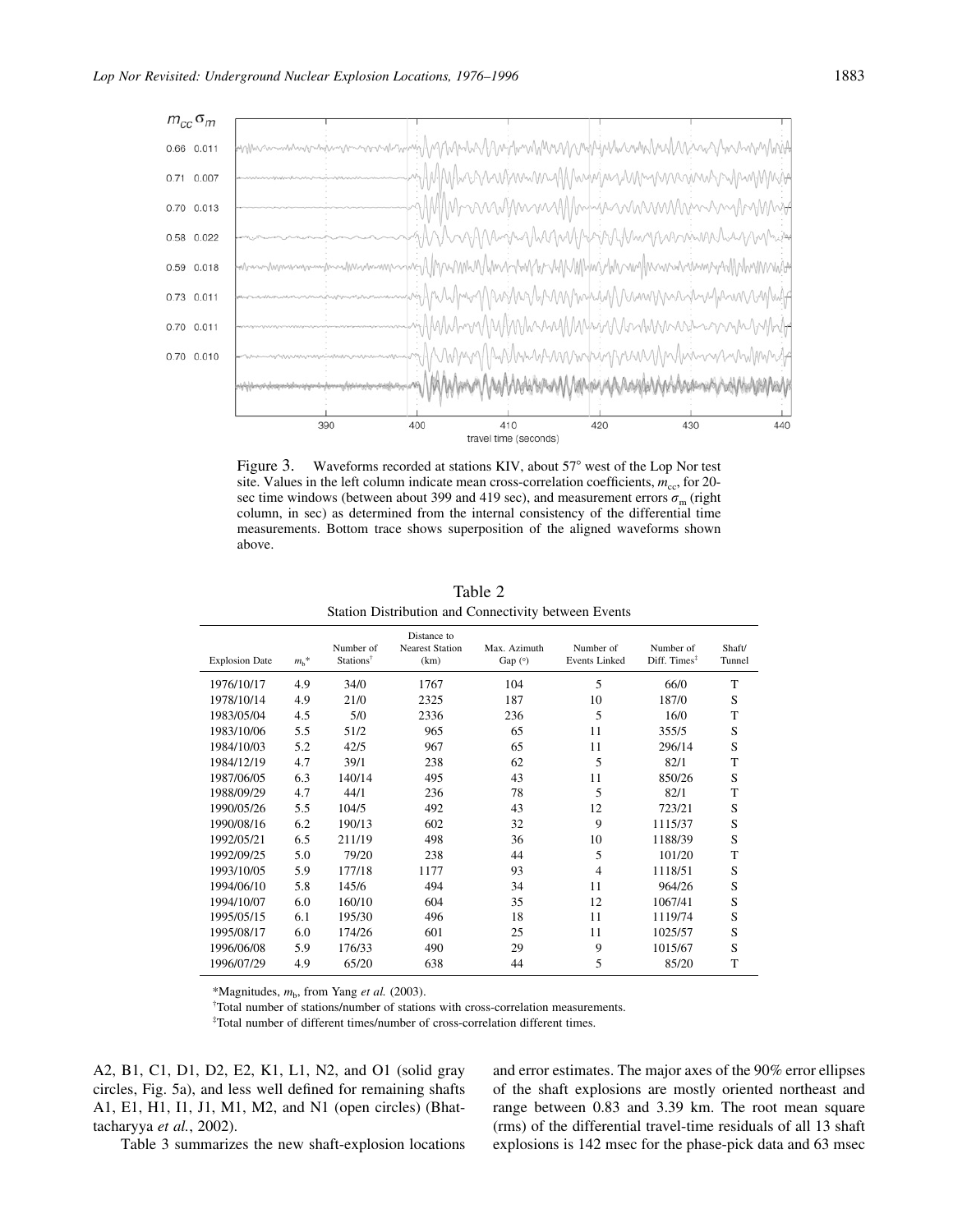Figure 3. Waveforms recorded at stations KIV, about 57° west of the Lop Nor test site. Values in the left column indicate mean cross-correlation coefficients, $m_{cc}$, for 20-sec time windows (between about 399 and 419 sec), and measurement errors $\sigma_m$ (right column, in sec) as determined from the internal consistency of the differential time measurements. Bottom trace shows superposition of the aligned waveforms shown above.

Table 2
Station Distribution and Connectivity between Events

| Explosion Date | $m_b$* | Number of Stations[†] | Distance to Nearest Station (km) | Max. Azimuth Gap (°) | Number of Events Linked | Number of Diff. Times[‡] | Shaft/ Tunnel |
|---|---|---|---|---|---|---|---|
| 1976/10/17 | 4.9 | 34/0 | 1767 | 104 | 5 | 66/0 | T |
| 1978/10/14 | 4.9 | 21/0 | 2325 | 187 | 10 | 187/0 | S |
| 1983/05/04 | 4.5 | 5/0 | 2336 | 236 | 5 | 16/0 | T |
| 1983/10/06 | 5.5 | 51/2 | 965 | 65 | 11 | 355/5 | S |
| 1984/10/03 | 5.2 | 42/5 | 967 | 65 | 11 | 296/14 | S |
| 1984/12/19 | 4.7 | 39/1 | 238 | 62 | 5 | 82/1 | T |
| 1987/06/05 | 6.3 | 140/14 | 495 | 43 | 11 | 850/26 | S |
| 1988/09/29 | 4.7 | 44/1 | 236 | 78 | 5 | 82/1 | T |
| 1990/05/26 | 5.5 | 104/5 | 492 | 43 | 12 | 723/21 | S |
| 1990/08/16 | 6.2 | 190/13 | 602 | 32 | 9 | 1115/37 | S |
| 1992/05/21 | 6.5 | 211/19 | 498 | 36 | 10 | 1188/39 | S |
| 1992/09/25 | 5.0 | 79/20 | 238 | 44 | 5 | 101/20 | T |
| 1993/10/05 | 5.9 | 177/18 | 1177 | 93 | 4 | 1118/51 | S |
| 1994/06/10 | 5.8 | 145/6 | 494 | 34 | 11 | 964/26 | S |
| 1994/10/07 | 6.0 | 160/10 | 604 | 35 | 12 | 1067/41 | S |
| 1995/05/15 | 6.1 | 195/30 | 496 | 18 | 11 | 1119/74 | S |
| 1995/08/17 | 6.0 | 174/26 | 601 | 25 | 11 | 1025/57 | S |
| 1996/06/08 | 5.9 | 176/33 | 490 | 29 | 9 | 1015/67 | S |
| 1996/07/29 | 4.9 | 65/20 | 638 | 44 | 5 | 85/20 | T |

*Magnitudes, $m_b$, from Yang *et al.* (2003).

[†]Total number of stations/number of stations with cross-correlation measurements.

[‡]Total number of different times/number of cross-correlation different times.

A2, B1, C1, D1, D2, E2, K1, L1, N2, and O1 (solid gray circles, Fig. 5a), and less well defined for remaining shafts A1, E1, H1, I1, J1, M1, M2, and N1 (open circles) (Bhattacharyya *et al.*, 2002).

Table 3 summarizes the new shaft-explosion locations and error estimates. The major axes of the 90% error ellipses of the shaft explosions are mostly oriented northeast and range between 0.83 and 3.39 km. The root mean square (rms) of the differential travel-time residuals of all 13 shaft explosions is 142 msec for the phase-pick data and 63 msec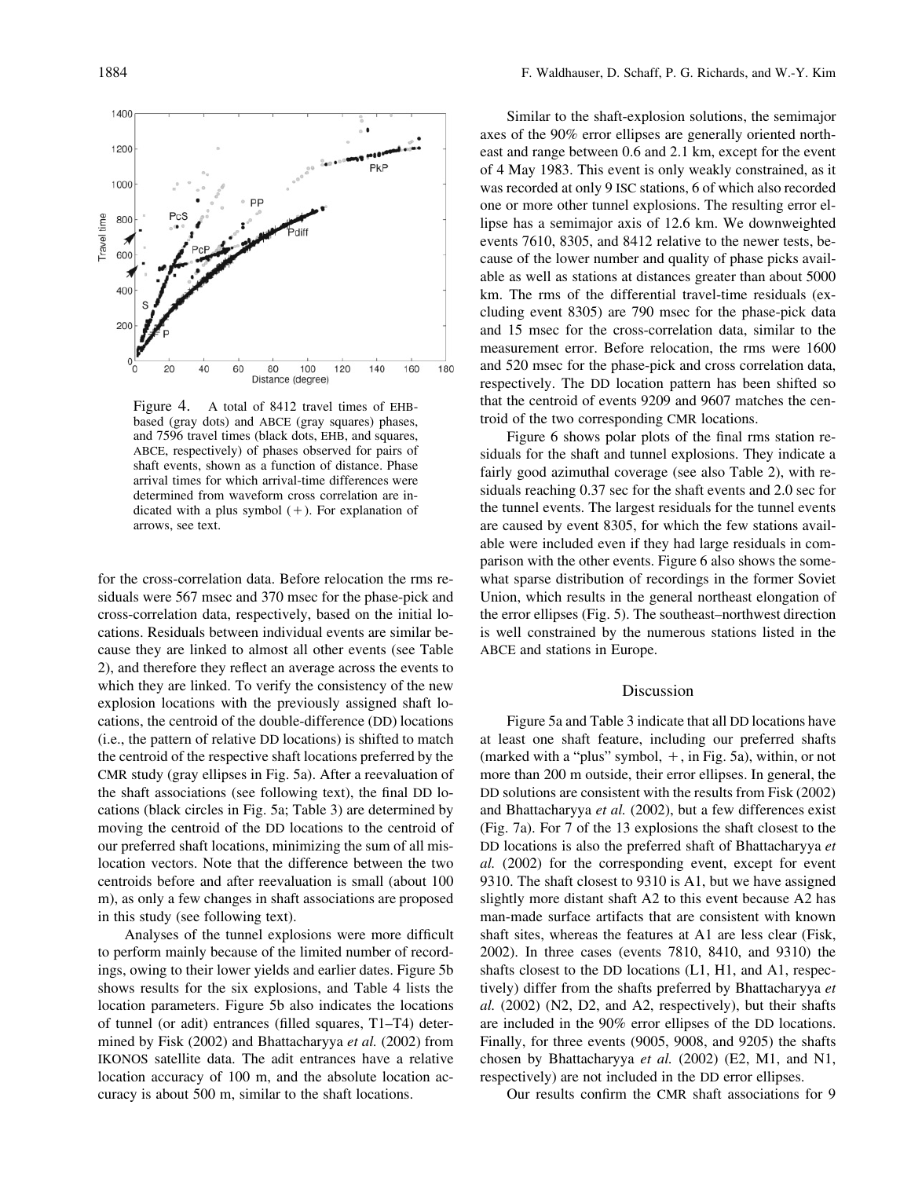Figure 4. A total of 8412 travel times of EHB-based (gray dots) and ABCE (gray squares) phases, and 7596 travel times (black dots, EHB, and squares, ABCE, respectively) of phases observed for pairs of shaft events, shown as a function of distance. Phase arrival times for which arrival-time differences were determined from waveform cross correlation are indicated with a plus symbol (+). For explanation of arrows, see text.

for the cross-correlation data. Before relocation the rms residuals were 567 msec and 370 msec for the phase-pick and cross-correlation data, respectively, based on the initial locations. Residuals between individual events are similar because they are linked to almost all other events (see Table 2), and therefore they reflect an average across the events to which they are linked. To verify the consistency of the new explosion locations with the previously assigned shaft locations, the centroid of the double-difference (DD) locations (i.e., the pattern of relative DD locations) is shifted to match the centroid of the respective shaft locations preferred by the CMR study (gray ellipses in Fig. 5a). After a reevaluation of the shaft associations (see following text), the final DD locations (black circles in Fig. 5a; Table 3) are determined by moving the centroid of the DD locations to the centroid of our preferred shaft locations, minimizing the sum of all mislocation vectors. Note that the difference between the two centroids before and after reevaluation is small (about 100 m), as only a few changes in shaft associations are proposed in this study (see following text).

Analyses of the tunnel explosions were more difficult to perform mainly because of the limited number of recordings, owing to their lower yields and earlier dates. Figure 5b shows results for the six explosions, and Table 4 lists the location parameters. Figure 5b also indicates the locations of tunnel (or adit) entrances (filled squares, T1–T4) determined by Fisk (2002) and Bhattacharyya *et al.* (2002) from IKONOS satellite data. The adit entrances have a relative location accuracy of 100 m, and the absolute location accuracy is about 500 m, similar to the shaft locations.

Similar to the shaft-explosion solutions, the semimajor axes of the 90% error ellipses are generally oriented northeast and range between 0.6 and 2.1 km, except for the event of 4 May 1983. This event is only weakly constrained, as it was recorded at only 9 ISC stations, 6 of which also recorded one or more other tunnel explosions. The resulting error ellipse has a semimajor axis of 12.6 km. We downweighted events 7610, 8305, and 8412 relative to the newer tests, because of the lower number and quality of phase picks available as well as stations at distances greater than about 5000 km. The rms of the differential travel-time residuals (excluding event 8305) are 790 msec for the phase-pick data and 15 msec for the cross-correlation data, similar to the measurement error. Before relocation, the rms were 1600 and 520 msec for the phase-pick and cross correlation data, respectively. The DD location pattern has been shifted so that the centroid of events 9209 and 9607 matches the centroid of the two corresponding CMR locations.

Figure 6 shows polar plots of the final rms station residuals for the shaft and tunnel explosions. They indicate a fairly good azimuthal coverage (see also Table 2), with residuals reaching 0.37 sec for the shaft events and 2.0 sec for the tunnel events. The largest residuals for the tunnel events are caused by event 8305, for which the few stations available were included even if they had large residuals in comparison with the other events. Figure 6 also shows the somewhat sparse distribution of recordings in the former Soviet Union, which results in the general northeast elongation of the error ellipses (Fig. 5). The southeast–northwest direction is well constrained by the numerous stations listed in the ABCE and stations in Europe.

## Discussion

Figure 5a and Table 3 indicate that all DD locations have at least one shaft feature, including our preferred shafts (marked with a "plus" symbol, +, in Fig. 5a), within, or not more than 200 m outside, their error ellipses. In general, the DD solutions are consistent with the results from Fisk (2002) and Bhattacharyya *et al.* (2002), but a few differences exist (Fig. 7a). For 7 of the 13 explosions the shaft closest to the DD locations is also the preferred shaft of Bhattacharyya *et al.* (2002) for the corresponding event, except for event 9310. The shaft closest to 9310 is A1, but we have assigned slightly more distant shaft A2 to this event because A2 has man-made surface artifacts that are consistent with known shaft sites, whereas the features at A1 are less clear (Fisk, 2002). In three cases (events 7810, 8410, and 9310) the shafts closest to the DD locations (L1, H1, and A1, respectively) differ from the shafts preferred by Bhattacharyya *et al.* (2002) (N2, D2, and A2, respectively), but their shafts are included in the 90% error ellipses of the DD locations. Finally, for three events (9005, 9008, and 9205) the shafts chosen by Bhattacharyya *et al.* (2002) (E2, M1, and N1, respectively) are not included in the DD error ellipses.

Our results confirm the CMR shaft associations for 9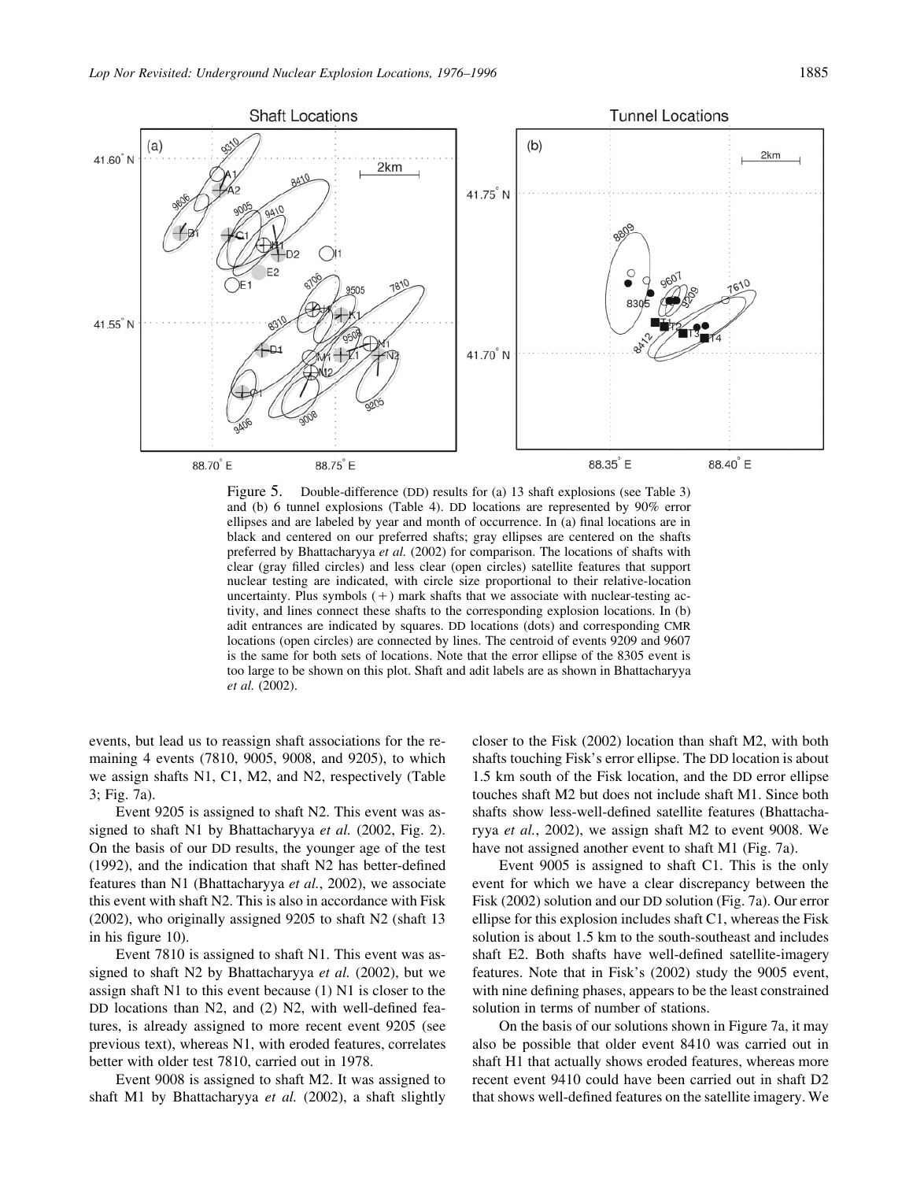Figure 5. Double-difference (DD) results for (a) 13 shaft explosions (see Table 3) and (b) 6 tunnel explosions (Table 4). DD locations are represented by 90% error ellipses and are labeled by year and month of occurrence. In (a) final locations are in black and centered on our preferred shafts; gray ellipses are centered on the shafts preferred by Bhattacharyya *et al.* (2002) for comparison. The locations of shafts with clear (gray filled circles) and less clear (open circles) satellite features that support nuclear testing are indicated, with circle size proportional to their relative-location uncertainty. Plus symbols (+) mark shafts that we associate with nuclear-testing activity, and lines connect these shafts to the corresponding explosion locations. In (b) adit entrances are indicated by squares. DD locations (dots) and corresponding CMR locations (open circles) are connected by lines. The centroid of events 9209 and 9607 is the same for both sets of locations. Note that the error ellipse of the 8305 event is too large to be shown on this plot. Shaft and adit labels are as shown in Bhattacharyya *et al.* (2002).

events, but lead us to reassign shaft associations for the remaining 4 events (7810, 9005, 9008, and 9205), to which we assign shafts N1, C1, M2, and N2, respectively (Table 3; Fig. 7a).

Event 9205 is assigned to shaft N2. This event was assigned to shaft N1 by Bhattacharyya *et al.* (2002, Fig. 2). On the basis of our DD results, the younger age of the test (1992), and the indication that shaft N2 has better-defined features than N1 (Bhattacharyya *et al.*, 2002), we associate this event with shaft N2. This is also in accordance with Fisk (2002), who originally assigned 9205 to shaft N2 (shaft 13 in his figure 10).

Event 7810 is assigned to shaft N1. This event was assigned to shaft N2 by Bhattacharyya *et al.* (2002), but we assign shaft N1 to this event because (1) N1 is closer to the DD locations than N2, and (2) N2, with well-defined features, is already assigned to more recent event 9205 (see previous text), whereas N1, with eroded features, correlates better with older test 7810, carried out in 1978.

Event 9008 is assigned to shaft M2. It was assigned to shaft M1 by Bhattacharyya *et al.* (2002), a shaft slightly closer to the Fisk (2002) location than shaft M2, with both shafts touching Fisk's error ellipse. The DD location is about 1.5 km south of the Fisk location, and the DD error ellipse touches shaft M2 but does not include shaft M1. Since both shafts show less-well-defined satellite features (Bhattacharyya *et al.*, 2002), we assign shaft M2 to event 9008. We have not assigned another event to shaft M1 (Fig. 7a).

Event 9005 is assigned to shaft C1. This is the only event for which we have a clear discrepancy between the Fisk (2002) solution and our DD solution (Fig. 7a). Our error ellipse for this explosion includes shaft C1, whereas the Fisk solution is about 1.5 km to the south-southeast and includes shaft E2. Both shafts have well-defined satellite-imagery features. Note that in Fisk's (2002) study the 9005 event, with nine defining phases, appears to be the least constrained solution in terms of number of stations.

On the basis of our solutions shown in Figure 7a, it may also be possible that older event 8410 was carried out in shaft H1 that actually shows eroded features, whereas more recent event 9410 could have been carried out in shaft D2 that shows well-defined features on the satellite imagery. We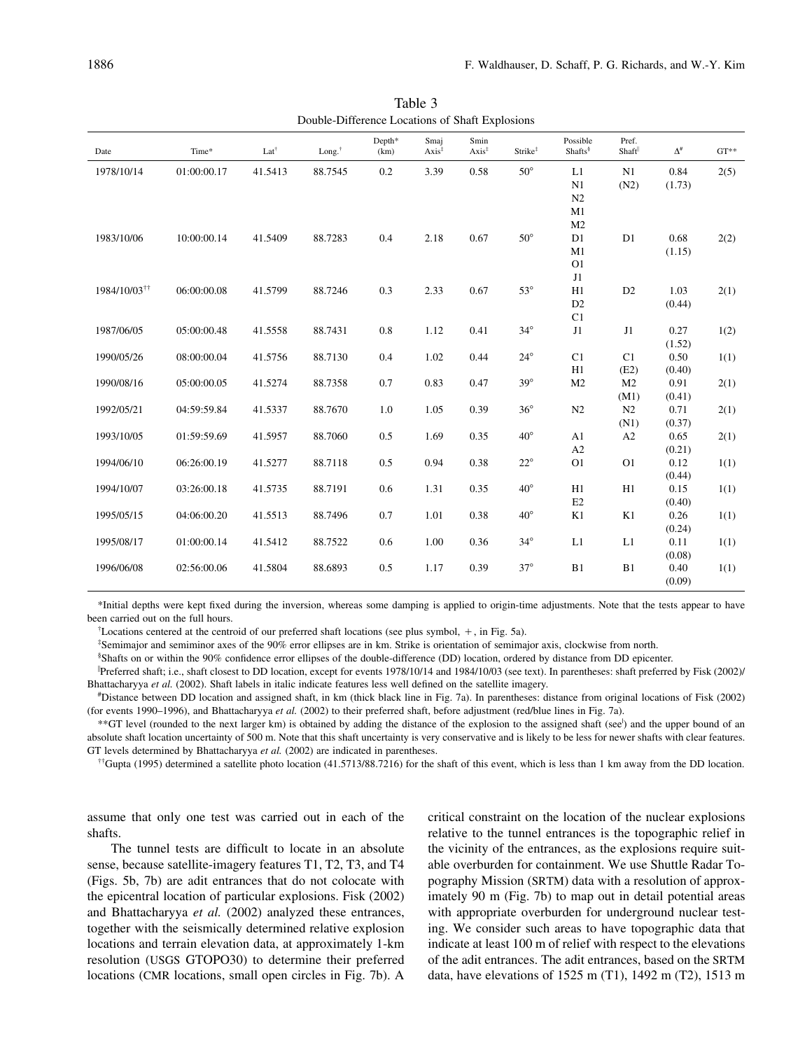Table 3
Double-Difference Locations of Shaft Explosions

| Date | Time* | Lat[†] | Long.[†] | Depth* (km) | Smaj Axis[‡] | Smin Axis[‡] | Strike[‡] | Possible Shafts[§] | Pref. Shaft[‖] | Δ[#] | GT** |
|---|---|---|---|---|---|---|---|---|---|---|---|
| 1978/10/14 | 01:00:00.17 | 41.5413 | 88.7545 | 0.2 | 3.39 | 0.58 | 50° | L1 N1 N2 M1 M2 | N1 (N2) | 0.84 (1.73) | 2(5) |
| 1983/10/06 | 10:00:00.14 | 41.5409 | 88.7283 | 0.4 | 2.18 | 0.67 | 50° | D1 M1 O1 J1 | D1 | 0.68 (1.15) | 2(2) |
| 1984/10/03[††] | 06:00:00.08 | 41.5799 | 88.7246 | 0.3 | 2.33 | 0.67 | 53° | H1 D2 C1 | D2 | 1.03 (0.44) | 2(1) |
| 1987/06/05 | 05:00:00.48 | 41.5558 | 88.7431 | 0.8 | 1.12 | 0.41 | 34° | J1 | J1 | 0.27 (1.52) | 1(2) |
| 1990/05/26 | 08:00:00.04 | 41.5756 | 88.7130 | 0.4 | 1.02 | 0.44 | 24° | C1 H1 | C1 (E2) | 0.50 (0.40) | 1(1) |
| 1990/08/16 | 05:00:00.05 | 41.5274 | 88.7358 | 0.7 | 0.83 | 0.47 | 39° | M2 | M2 (M1) | 0.91 (0.41) | 2(1) |
| 1992/05/21 | 04:59:59.84 | 41.5337 | 88.7670 | 1.0 | 1.05 | 0.39 | 36° | N2 | N2 (N1) | 0.71 (0.37) | 2(1) |
| 1993/10/05 | 01:59:59.69 | 41.5957 | 88.7060 | 0.5 | 1.69 | 0.35 | 40° | A1 A2 | A2 | 0.65 (0.21) | 2(1) |
| 1994/06/10 | 06:26:00.19 | 41.5277 | 88.7118 | 0.5 | 0.94 | 0.38 | 22° | O1 | O1 | 0.12 (0.44) | 1(1) |
| 1994/10/07 | 03:26:00.18 | 41.5735 | 88.7191 | 0.6 | 1.31 | 0.35 | 40° | H1 E2 | H1 | 0.15 (0.40) | 1(1) |
| 1995/05/15 | 04:06:00.20 | 41.5513 | 88.7496 | 0.7 | 1.01 | 0.38 | 40° | K1 | K1 | 0.26 (0.24) | 1(1) |
| 1995/08/17 | 01:00:00.14 | 41.5412 | 88.7522 | 0.6 | 1.00 | 0.36 | 34° | L1 | L1 | 0.11 (0.08) | 1(1) |
| 1996/06/08 | 02:56:00.06 | 41.5804 | 88.6893 | 0.5 | 1.17 | 0.39 | 37° | B1 | B1 | 0.40 (0.09) | 1(1) |

*Initial depths were kept fixed during the inversion, whereas some damping is applied to origin-time adjustments. Note that the tests appear to have been carried out on the full hours.

[†]Locations centered at the centroid of our preferred shaft locations (see plus symbol, +, in Fig. 5a).

[‡]Semimajor and semiminor axes of the 90% error ellipses are in km. Strike is orientation of semimajor axis, clockwise from north.

[§]Shafts on or within the 90% confidence error ellipses of the double-difference (DD) location, ordered by distance from DD epicenter.

[‖]Preferred shaft; i.e., shaft closest to DD location, except for events 1978/10/14 and 1984/10/03 (see text). In parentheses: shaft preferred by Fisk (2002)/ Bhattacharyya *et al.* (2002). Shaft labels in italic indicate features less well defined on the satellite imagery.

[#]Distance between DD location and assigned shaft, in km (thick black line in Fig. 7a). In parentheses: distance from original locations of Fisk (2002) (for events 1990–1996), and Bhattacharyya *et al.* (2002) to their preferred shaft, before adjustment (red/blue lines in Fig. 7a).

**GT level (rounded to the next larger km) is obtained by adding the distance of the explosion to the assigned shaft (see[‖]) and the upper bound of an absolute shaft location uncertainty of 500 m. Note that this shaft uncertainty is very conservative and is likely to be less for newer shafts with clear features. GT levels determined by Bhattacharyya *et al.* (2002) are indicated in parentheses.

[††]Gupta (1995) determined a satellite photo location (41.5713/88.7216) for the shaft of this event, which is less than 1 km away from the DD location.

assume that only one test was carried out in each of the shafts.

The tunnel tests are difficult to locate in an absolute sense, because satellite-imagery features T1, T2, T3, and T4 (Figs. 5b, 7b) are adit entrances that do not colocate with the epicentral location of particular explosions. Fisk (2002) and Bhattacharyya *et al.* (2002) analyzed these entrances, together with the seismically determined relative explosion locations and terrain elevation data, at approximately 1-km resolution (USGS GTOPO30) to determine their preferred locations (CMR locations, small open circles in Fig. 7b). A critical constraint on the location of the nuclear explosions relative to the tunnel entrances is the topographic relief in the vicinity of the entrances, as the explosions require suitable overburden for containment. We use Shuttle Radar Topography Mission (SRTM) data with a resolution of approximately 90 m (Fig. 7b) to map out in detail potential areas with appropriate overburden for underground nuclear testing. We consider such areas to have topographic data that indicate at least 100 m of relief with respect to the elevations of the adit entrances. The adit entrances, based on the SRTM data, have elevations of 1525 m (T1), 1492 m (T2), 1513 m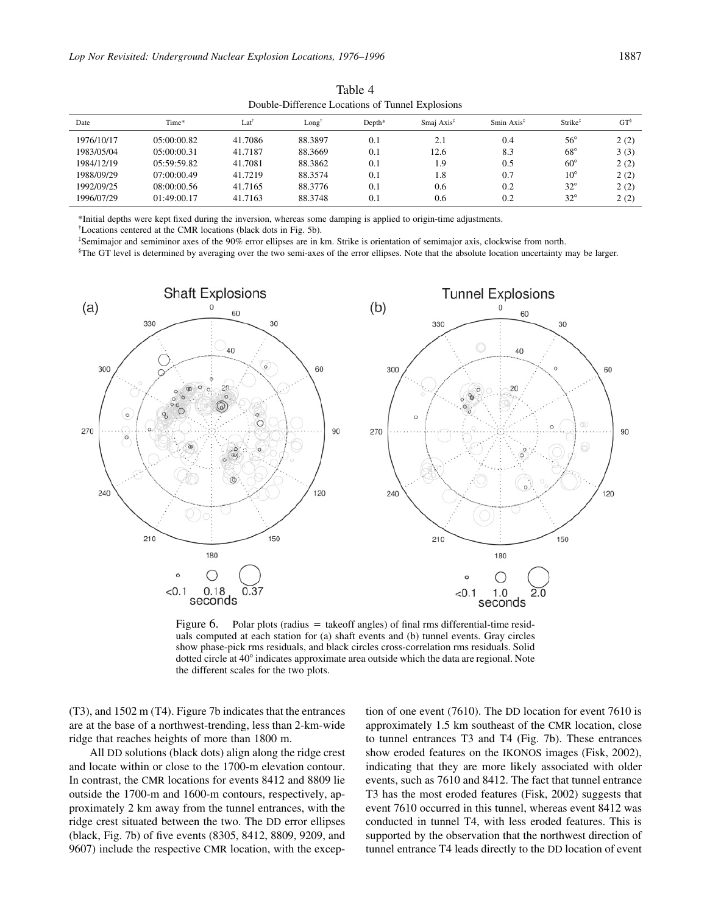Table 4
Double-Difference Locations of Tunnel Explosions

| Date | Time* | Lat[†] | Long[†] | Depth* | Smaj Axis[‡] | Smin Axis[‡] | Strike[‡] | GT[§] |
|---|---|---|---|---|---|---|---|---|
| 1976/10/17 | 05:00:00.82 | 41.7086 | 88.3897 | 0.1 | 2.1 | 0.4 | 56° | 2 (2) |
| 1983/05/04 | 05:00:00.31 | 41.7187 | 88.3669 | 0.1 | 12.6 | 8.3 | 68° | 3 (3) |
| 1984/12/19 | 05:59:59.82 | 41.7081 | 88.3862 | 0.1 | 1.9 | 0.5 | 60° | 2 (2) |
| 1988/09/29 | 07:00:00.49 | 41.7219 | 88.3574 | 0.1 | 1.8 | 0.7 | 10° | 2 (2) |
| 1992/09/25 | 08:00:00.56 | 41.7165 | 88.3776 | 0.1 | 0.6 | 0.2 | 32° | 2 (2) |
| 1996/07/29 | 01:49:00.17 | 41.7163 | 88.3748 | 0.1 | 0.6 | 0.2 | 32° | 2 (2) |

*Initial depths were kept fixed during the inversion, whereas some damping is applied to origin-time adjustments.
[†]Locations centered at the CMR locations (black dots in Fig. 5b).
[‡]Semimajor and semiminor axes of the 90% error ellipses are in km. Strike is orientation of semimajor axis, clockwise from north.
[§]The GT level is determined by averaging over the two semi-axes of the error ellipses. Note that the absolute location uncertainty may be larger.

Figure 6. Polar plots (radius = takeoff angles) of final rms differential-time residuals computed at each station for (a) shaft events and (b) tunnel events. Gray circles show phase-pick rms residuals, and black circles cross-correlation rms residuals. Solid dotted circle at 40° indicates approximate area outside which the data are regional. Note the different scales for the two plots.

(T3), and 1502 m (T4). Figure 7b indicates that the entrances are at the base of a northwest-trending, less than 2-km-wide ridge that reaches heights of more than 1800 m.

All DD solutions (black dots) align along the ridge crest and locate within or close to the 1700-m elevation contour. In contrast, the CMR locations for events 8412 and 8809 lie outside the 1700-m and 1600-m contours, respectively, approximately 2 km away from the tunnel entrances, with the ridge crest situated between the two. The DD error ellipses (black, Fig. 7b) of five events (8305, 8412, 8809, 9209, and 9607) include the respective CMR location, with the exception of one event (7610). The DD location for event 7610 is approximately 1.5 km southeast of the CMR location, close to tunnel entrances T3 and T4 (Fig. 7b). These entrances show eroded features on the IKONOS images (Fisk, 2002), indicating that they are more likely associated with older events, such as 7610 and 8412. The fact that tunnel entrance T3 has the most eroded features (Fisk, 2002) suggests that event 7610 occurred in this tunnel, whereas event 8412 was conducted in tunnel T4, with less eroded features. This is supported by the observation that the northwest direction of tunnel entrance T4 leads directly to the DD location of event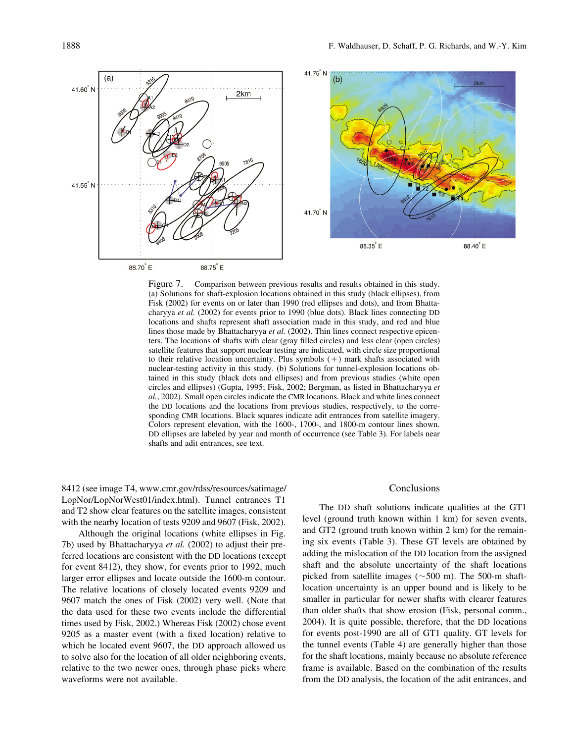Figure 7. Comparison between previous results and results obtained in this study. (a) Solutions for shaft-explosion locations obtained in this study (black ellipses), from Fisk (2002) for events on or later than 1990 (red ellipses and dots), and from Bhattacharyya *et al.* (2002) for events prior to 1990 (blue dots). Black lines connecting DD locations and shafts represent shaft association made in this study, and red and blue lines those made by Bhattacharyya *et al.* (2002). Thin lines connect respective epicenters. The locations of shafts with clear (gray filled circles) and less clear (open circles) satellite features that support nuclear testing are indicated, with circle size proportional to their relative location uncertainty. Plus symbols (+) mark shafts associated with nuclear-testing activity in this study. (b) Solutions for tunnel-explosion locations obtained in this study (black dots and ellipses) and from previous studies (white open circles and ellipses) (Gupta, 1995; Fisk, 2002; Bergman, as listed in Bhattacharyya *et al.*, 2002). Small open circles indicate the CMR locations. Black and white lines connect the DD locations and the locations from previous studies, respectively, to the corresponding CMR locations. Black squares indicate adit entrances from satellite imagery. Colors represent elevation, with the 1600-, 1700-, and 1800-m contour lines shown. DD ellipses are labeled by year and month of occurrence (see Table 3). For labels near shafts and adit entrances, see text.

8412 (see image T4, www.cmr.gov/rdss/resources/satimage/LopNor/LopNorWest01/index.html). Tunnel entrances T1 and T2 show clear features on the satellite images, consistent with the nearby location of tests 9209 and 9607 (Fisk, 2002).

Although the original locations (white ellipses in Fig. 7b) used by Bhattacharyya *et al.* (2002) to adjust their preferred locations are consistent with the DD locations (except for event 8412), they show, for events prior to 1992, much larger error ellipses and locate outside the 1600-m contour. The relative locations of closely located events 9209 and 9607 match the ones of Fisk (2002) very well. (Note that the data used for these two events include the differential times used by Fisk, 2002.) Whereas Fisk (2002) chose event 9205 as a master event (with a fixed location) relative to which he located event 9607, the DD approach allowed us to solve also for the location of all older neighboring events, relative to the two newer ones, through phase picks where waveforms were not available.

## Conclusions

The DD shaft solutions indicate qualities at the GT1 level (ground truth known within 1 km) for seven events, and GT2 (ground truth known within 2 km) for the remaining six events (Table 3). These GT levels are obtained by adding the mislocation of the DD location from the assigned shaft and the absolute uncertainty of the shaft locations picked from satellite images (~500 m). The 500-m shaft-location uncertainty is an upper bound and is likely to be smaller in particular for newer shafts with clearer features than older shafts that show erosion (Fisk, personal comm., 2004). It is quite possible, therefore, that the DD locations for events post-1990 are all of GT1 quality. GT levels for the tunnel events (Table 4) are generally higher than those for the shaft locations, mainly because no absolute reference frame is available. Based on the combination of the results from the DD analysis, the location of the adit entrances, and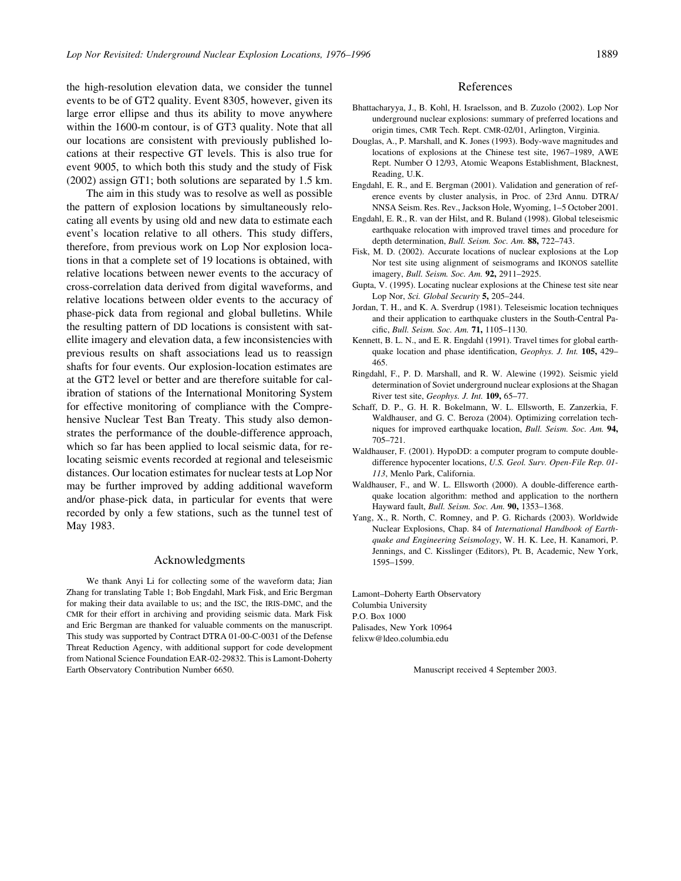the high-resolution elevation data, we consider the tunnel events to be of GT2 quality. Event 8305, however, given its large error ellipse and thus its ability to move anywhere within the 1600-m contour, is of GT3 quality. Note that all our locations are consistent with previously published locations at their respective GT levels. This is also true for event 9005, to which both this study and the study of Fisk (2002) assign GT1; both solutions are separated by 1.5 km.

The aim in this study was to resolve as well as possible the pattern of explosion locations by simultaneously relocating all events by using old and new data to estimate each event's location relative to all others. This study differs, therefore, from previous work on Lop Nor explosion locations in that a complete set of 19 locations is obtained, with relative locations between newer events to the accuracy of cross-correlation data derived from digital waveforms, and relative locations between older events to the accuracy of phase-pick data from regional and global bulletins. While the resulting pattern of DD locations is consistent with satellite imagery and elevation data, a few inconsistencies with previous results on shaft associations lead us to reassign shafts for four events. Our explosion-location estimates are at the GT2 level or better and are therefore suitable for calibration of stations of the International Monitoring System for effective monitoring of compliance with the Comprehensive Nuclear Test Ban Treaty. This study also demonstrates the performance of the double-difference approach, which so far has been applied to local seismic data, for relocating seismic events recorded at regional and teleseismic distances. Our location estimates for nuclear tests at Lop Nor may be further improved by adding additional waveform and/or phase-pick data, in particular for events that were recorded by only a few stations, such as the tunnel test of May 1983.

## Acknowledgments

We thank Anyi Li for collecting some of the waveform data; Jian Zhang for translating Table 1; Bob Engdahl, Mark Fisk, and Eric Bergman for making their data available to us; and the ISC, the IRIS-DMC, and the CMR for their effort in archiving and providing seismic data. Mark Fisk and Eric Bergman are thanked for valuable comments on the manuscript. This study was supported by Contract DTRA 01-00-C-0031 of the Defense Threat Reduction Agency, with additional support for code development from National Science Foundation EAR-02-29832. This is Lamont-Doherty Earth Observatory Contribution Number 6650.

## References

Bhattacharyya, J., B. Kohl, H. Israelsson, and B. Zuzolo (2002). Lop Nor underground nuclear explosions: summary of preferred locations and origin times, CMR Tech. Rept. CMR-02/01, Arlington, Virginia.

Douglas, A., P. Marshall, and K. Jones (1993). Body-wave magnitudes and locations of explosions at the Chinese test site, 1967–1989, AWE Rept. Number O 12/93, Atomic Weapons Establishment, Blacknest, Reading, U.K.

Engdahl, E. R., and E. Bergman (2001). Validation and generation of reference events by cluster analysis, in Proc. of 23rd Annu. DTRA/NNSA Seism. Res. Rev., Jackson Hole, Wyoming, 1–5 October 2001.

Engdahl, E. R., R. van der Hilst, and R. Buland (1998). Global teleseismic earthquake relocation with improved travel times and procedure for depth determination, *Bull. Seism. Soc. Am.* **88,** 722–743.

Fisk, M. D. (2002). Accurate locations of nuclear explosions at the Lop Nor test site using alignment of seismograms and IKONOS satellite imagery, *Bull. Seism. Soc. Am.* **92,** 2911–2925.

Gupta, V. (1995). Locating nuclear explosions at the Chinese test site near Lop Nor, *Sci. Global Security* **5,** 205–244.

Jordan, T. H., and K. A. Sverdrup (1981). Teleseismic location techniques and their application to earthquake clusters in the South-Central Pacific, *Bull. Seism. Soc. Am.* **71,** 1105–1130.

Kennett, B. L. N., and E. R. Engdahl (1991). Travel times for global earthquake location and phase identification, *Geophys. J. Int.* **105,** 429–465.

Ringdahl, F., P. D. Marshall, and R. W. Alewine (1992). Seismic yield determination of Soviet underground nuclear explosions at the Shagan River test site, *Geophys. J. Int.* **109,** 65–77.

Schaff, D. P., G. H. R. Bokelmann, W. L. Ellsworth, E. Zanzerkia, F. Waldhauser, and G. C. Beroza (2004). Optimizing correlation techniques for improved earthquake location, *Bull. Seism. Soc. Am.* **94,** 705–721.

Waldhauser, F. (2001). HypoDD: a computer program to compute double-difference hypocenter locations, *U.S. Geol. Surv. Open-File Rep. 01-113*, Menlo Park, California.

Waldhauser, F., and W. L. Ellsworth (2000). A double-difference earthquake location algorithm: method and application to the northern Hayward fault, *Bull. Seism. Soc. Am.* **90,** 1353–1368.

Yang, X., R. North, C. Romney, and P. G. Richards (2003). Worldwide Nuclear Explosions, Chap. 84 of *International Handbook of Earthquake and Engineering Seismology*, W. H. K. Lee, H. Kanamori, P. Jennings, and C. Kisslinger (Editors), Pt. B, Academic, New York, 1595–1599.

Lamont–Doherty Earth Observatory
Columbia University
P.O. Box 1000
Palisades, New York 10964
felixw@ldeo.columbia.edu

Manuscript received 4 September 2003.